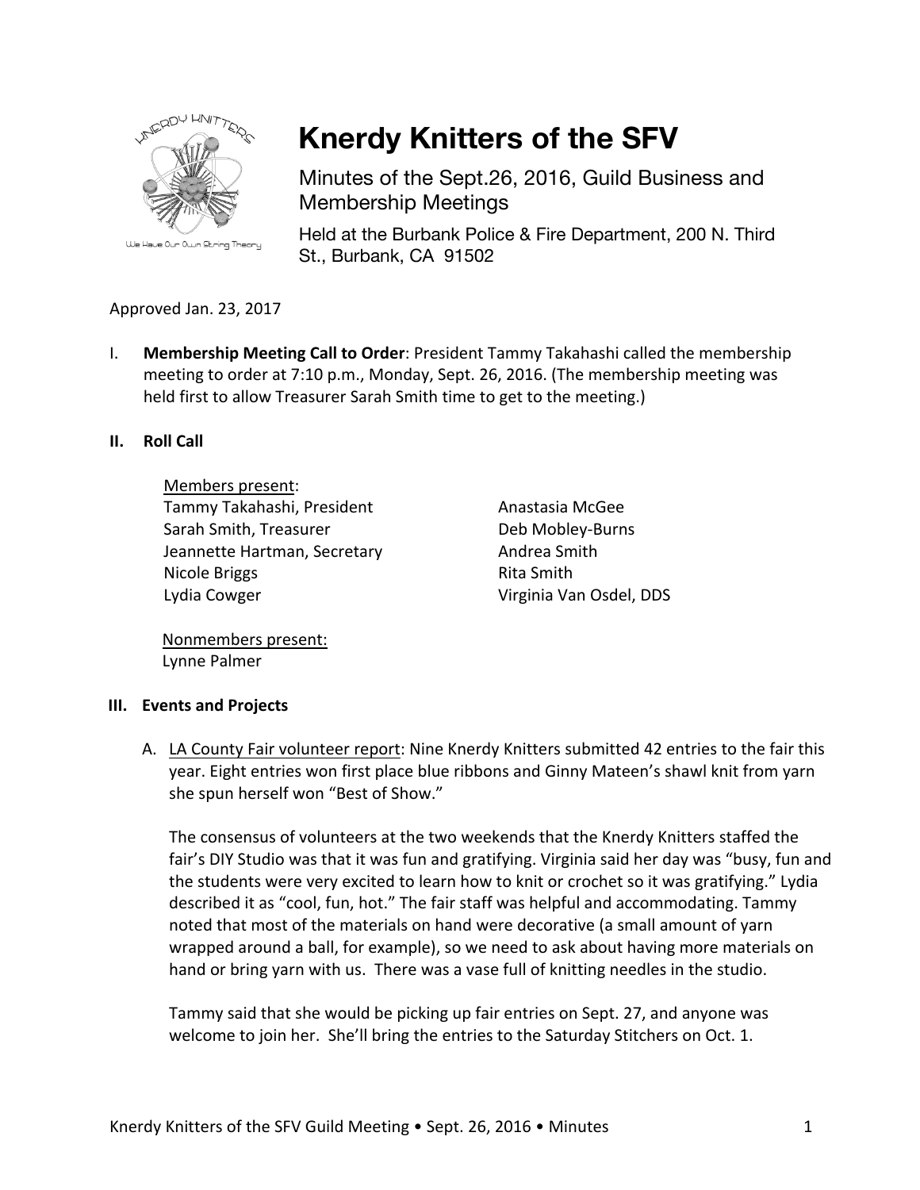# Knerdy Knitters of the SFV

Minutes of the Sept.26, 2016, Guild Business and Membership Meetings

Held at the Burbank Police & Fire Department, 200 N. Third St., Burbank, CA 91502

Approved Jan. 23, 2017

I. **Membership Meeting Call to Order**: President Tammy Takahashi called the membership meeting to order at 7:10 p.m., Monday, Sept. 26, 2016. (The membership meeting was held first to allow Treasurer Sarah Smith time to get to the meeting.)

## II. Roll Call

Members present:

- Tammy Takahashi, President
- Sarah Smith, Treasurer
- Jeannette Hartman, Secretary
- Nicole Briggs
- Lydia Cowger
- Anastasia McGee
- Deb Mobley-Burns
- Andrea Smith
- Rita Smith
- Virginia Van Osdel, DDS

Nonmembers present:

- Lynne Palmer

## III. Events and Projects

A. LA County Fair volunteer report: Nine Knerdy Knitters submitted 42 entries to the fair this year. Eight entries won first place blue ribbons and Ginny Mateen's shawl knit from yarn she spun herself won "Best of Show."

The consensus of volunteers at the two weekends that the Knerdy Knitters staffed the fair's DIY Studio was that it was fun and gratifying. Virginia said her day was "busy, fun and the students were very excited to learn how to knit or crochet so it was gratifying." Lydia described it as "cool, fun, hot." The fair staff was helpful and accommodating. Tammy noted that most of the materials on hand were decorative (a small amount of yarn wrapped around a ball, for example), so we need to ask about having more materials on hand or bring yarn with us. There was a vase full of knitting needles in the studio.

Tammy said that she would be picking up fair entries on Sept. 27, and anyone was welcome to join her. She'll bring the entries to the Saturday Stitchers on Oct. 1.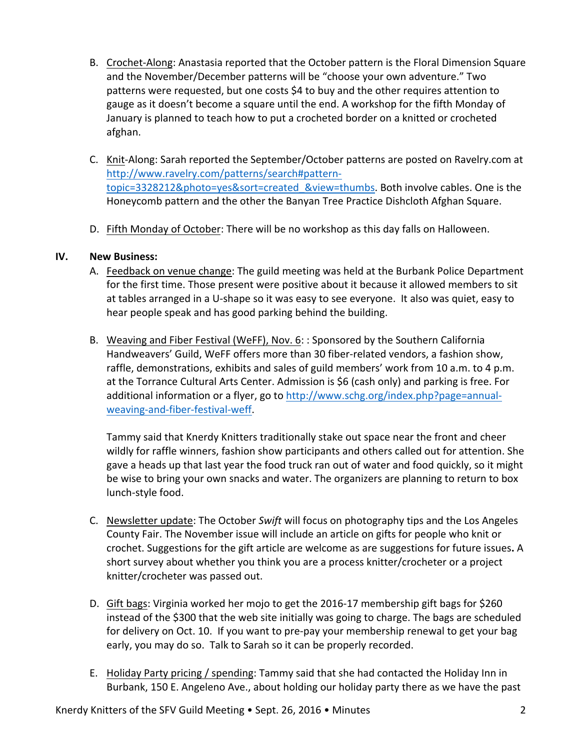B. Crochet-Along: Anastasia reported that the October pattern is the Floral Dimension Square and the November/December patterns will be "choose your own adventure." Two patterns were requested, but one costs $4 to buy and the other requires attention to gauge as it doesn't become a square until the end. A workshop for the fifth Monday of January is planned to teach how to put a crocheted border on a knitted or crocheted afghan.

C. Knit-Along: Sarah reported the September/October patterns are posted on Ravelry.com at http://www.ravelry.com/patterns/search#pattern-topic=3328212&photo=yes&sort=created_&view=thumbs. Both involve cables. One is the Honeycomb pattern and the other the Banyan Tree Practice Dishcloth Afghan Square.

D. Fifth Monday of October: There will be no workshop as this day falls on Halloween.

## IV. New Business:

A. Feedback on venue change: The guild meeting was held at the Burbank Police Department for the first time. Those present were positive about it because it allowed members to sit at tables arranged in a U-shape so it was easy to see everyone. It also was quiet, easy to hear people speak and has good parking behind the building.

B. Weaving and Fiber Festival (WeFF), Nov. 6: : Sponsored by the Southern California Handweavers' Guild, WeFF offers more than 30 fiber-related vendors, a fashion show, raffle, demonstrations, exhibits and sales of guild members' work from 10 a.m. to 4 p.m. at the Torrance Cultural Arts Center. Admission is $6 (cash only) and parking is free. For additional information or a flyer, go to http://www.schg.org/index.php?page=annual-weaving-and-fiber-festival-weff.

   Tammy said that Knerdy Knitters traditionally stake out space near the front and cheer wildly for raffle winners, fashion show participants and others called out for attention. She gave a heads up that last year the food truck ran out of water and food quickly, so it might be wise to bring your own snacks and water. The organizers are planning to return to box lunch-style food.

C. Newsletter update: The October *Swift* will focus on photography tips and the Los Angeles County Fair. The November issue will include an article on gifts for people who knit or crochet. Suggestions for the gift article are welcome as are suggestions for future issues**.** A short survey about whether you think you are a process knitter/crocheter or a project knitter/crocheter was passed out.

D. Gift bags: Virginia worked her mojo to get the 2016-17 membership gift bags for $260 instead of the $300 that the web site initially was going to charge. The bags are scheduled for delivery on Oct. 10. If you want to pre-pay your membership renewal to get your bag early, you may do so. Talk to Sarah so it can be properly recorded.

E. Holiday Party pricing / spending: Tammy said that she had contacted the Holiday Inn in Burbank, 150 E. Angeleno Ave., about holding our holiday party there as we have the past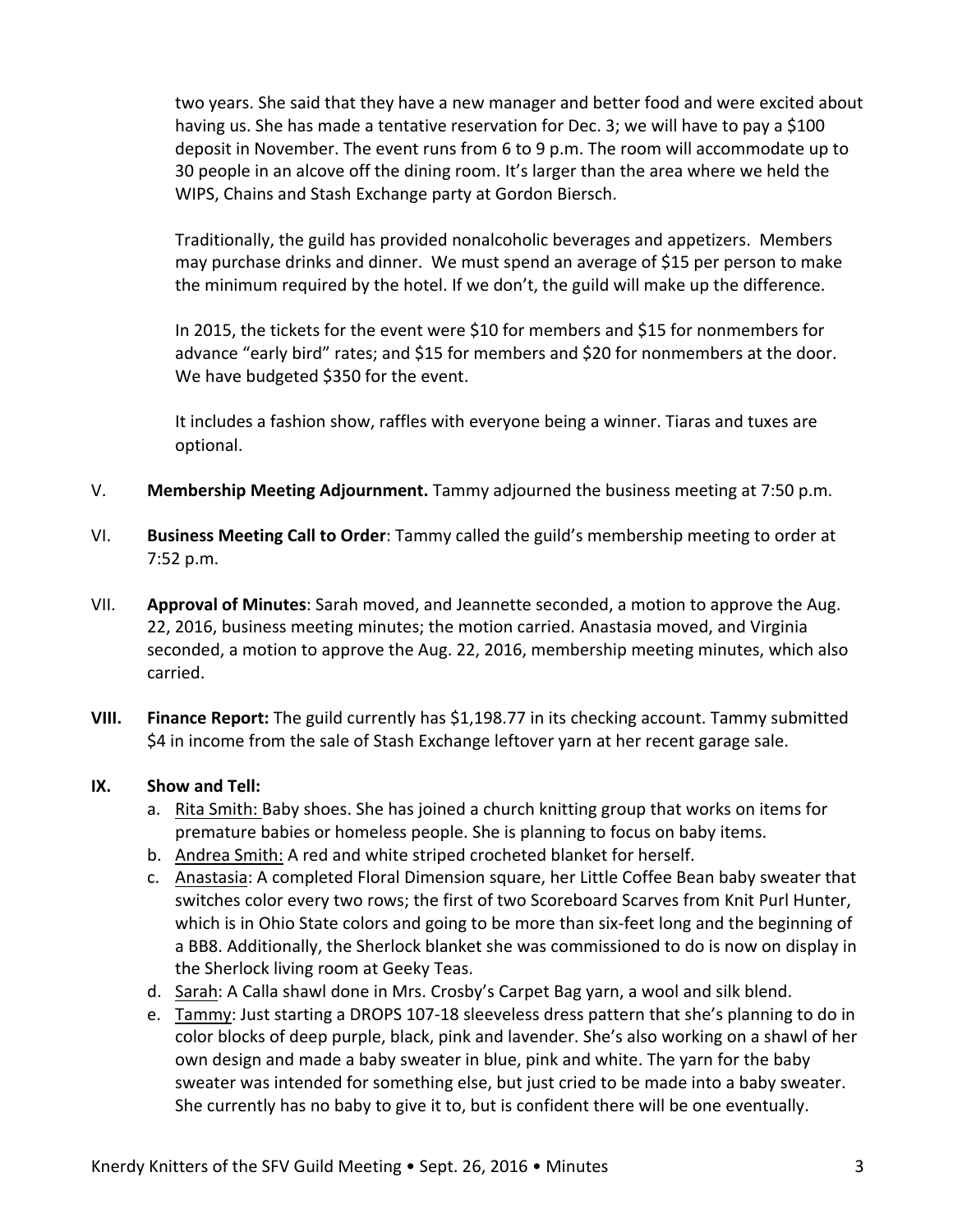two years. She said that they have a new manager and better food and were excited about having us. She has made a tentative reservation for Dec. 3; we will have to pay a $100 deposit in November. The event runs from 6 to 9 p.m. The room will accommodate up to 30 people in an alcove off the dining room. It's larger than the area where we held the WIPS, Chains and Stash Exchange party at Gordon Biersch.

Traditionally, the guild has provided nonalcoholic beverages and appetizers. Members may purchase drinks and dinner. We must spend an average of $15 per person to make the minimum required by the hotel. If we don't, the guild will make up the difference.

In 2015, the tickets for the event were $10 for members and $15 for nonmembers for advance "early bird" rates; and $15 for members and $20 for nonmembers at the door. We have budgeted $350 for the event.

It includes a fashion show, raffles with everyone being a winner. Tiaras and tuxes are optional.

V. **Membership Meeting Adjournment.** Tammy adjourned the business meeting at 7:50 p.m.

VI. **Business Meeting Call to Order**: Tammy called the guild's membership meeting to order at 7:52 p.m.

VII. **Approval of Minutes**: Sarah moved, and Jeannette seconded, a motion to approve the Aug. 22, 2016, business meeting minutes; the motion carried. Anastasia moved, and Virginia seconded, a motion to approve the Aug. 22, 2016, membership meeting minutes, which also carried.

**VIII. Finance Report:** The guild currently has $1,198.77 in its checking account. Tammy submitted $4 in income from the sale of Stash Exchange leftover yarn at her recent garage sale.

**IX. Show and Tell:**

a. Rita Smith: Baby shoes. She has joined a church knitting group that works on items for premature babies or homeless people. She is planning to focus on baby items.
b. Andrea Smith: A red and white striped crocheted blanket for herself.
c. Anastasia: A completed Floral Dimension square, her Little Coffee Bean baby sweater that switches color every two rows; the first of two Scoreboard Scarves from Knit Purl Hunter, which is in Ohio State colors and going to be more than six-feet long and the beginning of a BB8. Additionally, the Sherlock blanket she was commissioned to do is now on display in the Sherlock living room at Geeky Teas.
d. Sarah: A Calla shawl done in Mrs. Crosby's Carpet Bag yarn, a wool and silk blend.
e. Tammy: Just starting a DROPS 107-18 sleeveless dress pattern that she's planning to do in color blocks of deep purple, black, pink and lavender. She's also working on a shawl of her own design and made a baby sweater in blue, pink and white. The yarn for the baby sweater was intended for something else, but just cried to be made into a baby sweater. She currently has no baby to give it to, but is confident there will be one eventually.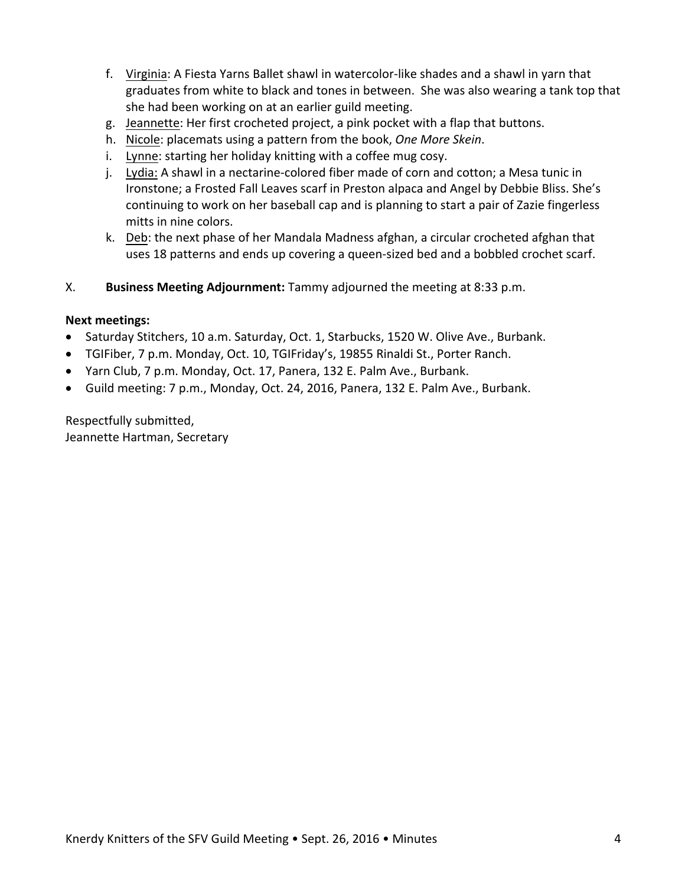f. Virginia: A Fiesta Yarns Ballet shawl in watercolor-like shades and a shawl in yarn that graduates from white to black and tones in between. She was also wearing a tank top that she had been working on at an earlier guild meeting.
g. Jeannette: Her first crocheted project, a pink pocket with a flap that buttons.
h. Nicole: placemats using a pattern from the book, *One More Skein*.
i. Lynne: starting her holiday knitting with a coffee mug cosy.
j. Lydia: A shawl in a nectarine-colored fiber made of corn and cotton; a Mesa tunic in Ironstone; a Frosted Fall Leaves scarf in Preston alpaca and Angel by Debbie Bliss. She's continuing to work on her baseball cap and is planning to start a pair of Zazie fingerless mitts in nine colors.
k. Deb: the next phase of her Mandala Madness afghan, a circular crocheted afghan that uses 18 patterns and ends up covering a queen-sized bed and a bobbled crochet scarf.

X. **Business Meeting Adjournment:** Tammy adjourned the meeting at 8:33 p.m.

**Next meetings:**

- Saturday Stitchers, 10 a.m. Saturday, Oct. 1, Starbucks, 1520 W. Olive Ave., Burbank.
- TGIFiber, 7 p.m. Monday, Oct. 10, TGIFriday's, 19855 Rinaldi St., Porter Ranch.
- Yarn Club, 7 p.m. Monday, Oct. 17, Panera, 132 E. Palm Ave., Burbank.
- Guild meeting: 7 p.m., Monday, Oct. 24, 2016, Panera, 132 E. Palm Ave., Burbank.

Respectfully submitted,
Jeannette Hartman, Secretary